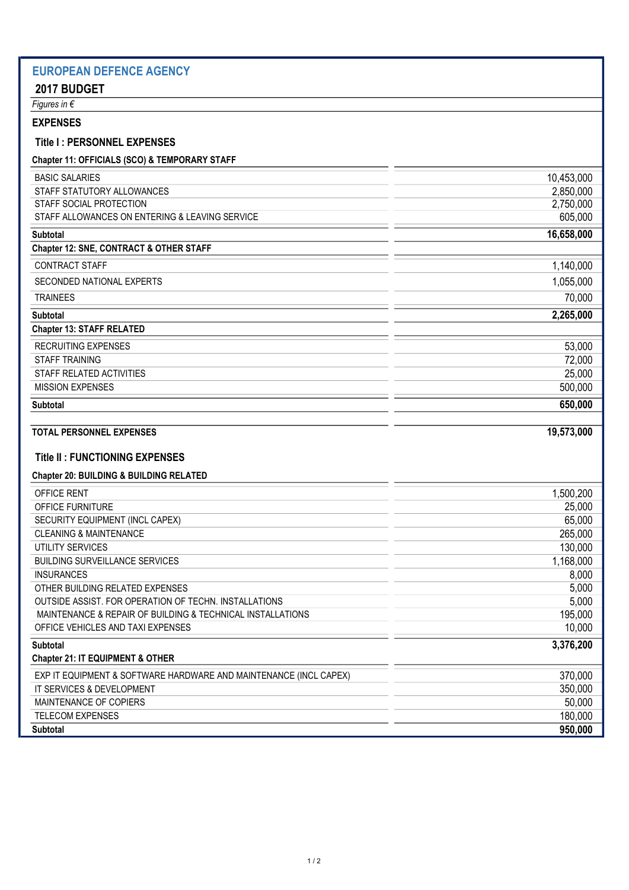## EUROPEAN DEFENCE AGENCY

### 2017 BUDGET

*Figures in €*

### EXPENSES

#### Title I : PERSONNEL EXPENSES

| Chapter 11: OFFICIALS (SCO) & TEMPORARY STAFF | |
|---|---|
| BASIC SALARIES | 10,453,000 |
| STAFF STATUTORY ALLOWANCES | 2,850,000 |
| STAFF SOCIAL PROTECTION | 2,750,000 |
| STAFF ALLOWANCES ON ENTERING & LEAVING SERVICE | 605,000 |
| **Subtotal** | **16,658,000** |
| **Chapter 12: SNE, CONTRACT & OTHER STAFF** | |
| CONTRACT STAFF | 1,140,000 |
| SECONDED NATIONAL EXPERTS | 1,055,000 |
| TRAINEES | 70,000 |
| **Subtotal** | **2,265,000** |
| **Chapter 13: STAFF RELATED** | |
| RECRUITING EXPENSES | 53,000 |
| STAFF TRAINING | 72,000 |
| STAFF RELATED ACTIVITIES | 25,000 |
| MISSION EXPENSES | 500,000 |
| **Subtotal** | **650,000** |
| | |
| **TOTAL PERSONNEL EXPENSES** | **19,573,000** |

#### Title II : FUNCTIONING EXPENSES

| Chapter 20: BUILDING & BUILDING RELATED | |
|---|---|
| OFFICE RENT | 1,500,200 |
| OFFICE FURNITURE | 25,000 |
| SECURITY EQUIPMENT (INCL CAPEX) | 65,000 |
| CLEANING & MAINTENANCE | 265,000 |
| UTILITY SERVICES | 130,000 |
| BUILDING SURVEILLANCE SERVICES | 1,168,000 |
| INSURANCES | 8,000 |
| OTHER BUILDING RELATED EXPENSES | 5,000 |
| OUTSIDE ASSIST. FOR OPERATION OF TECHN. INSTALLATIONS | 5,000 |
| MAINTENANCE & REPAIR OF BUILDING & TECHNICAL INSTALLATIONS | 195,000 |
| OFFICE VEHICLES AND TAXI EXPENSES | 10,000 |
| **Subtotal** | **3,376,200** |
| **Chapter 21: IT EQUIPMENT & OTHER** | |
| EXP IT EQUIPMENT & SOFTWARE HARDWARE AND MAINTENANCE (INCL CAPEX) | 370,000 |
| IT SERVICES & DEVELOPMENT | 350,000 |
| MAINTENANCE OF COPIERS | 50,000 |
| TELECOM EXPENSES | 180,000 |
| **Subtotal** | **950,000** |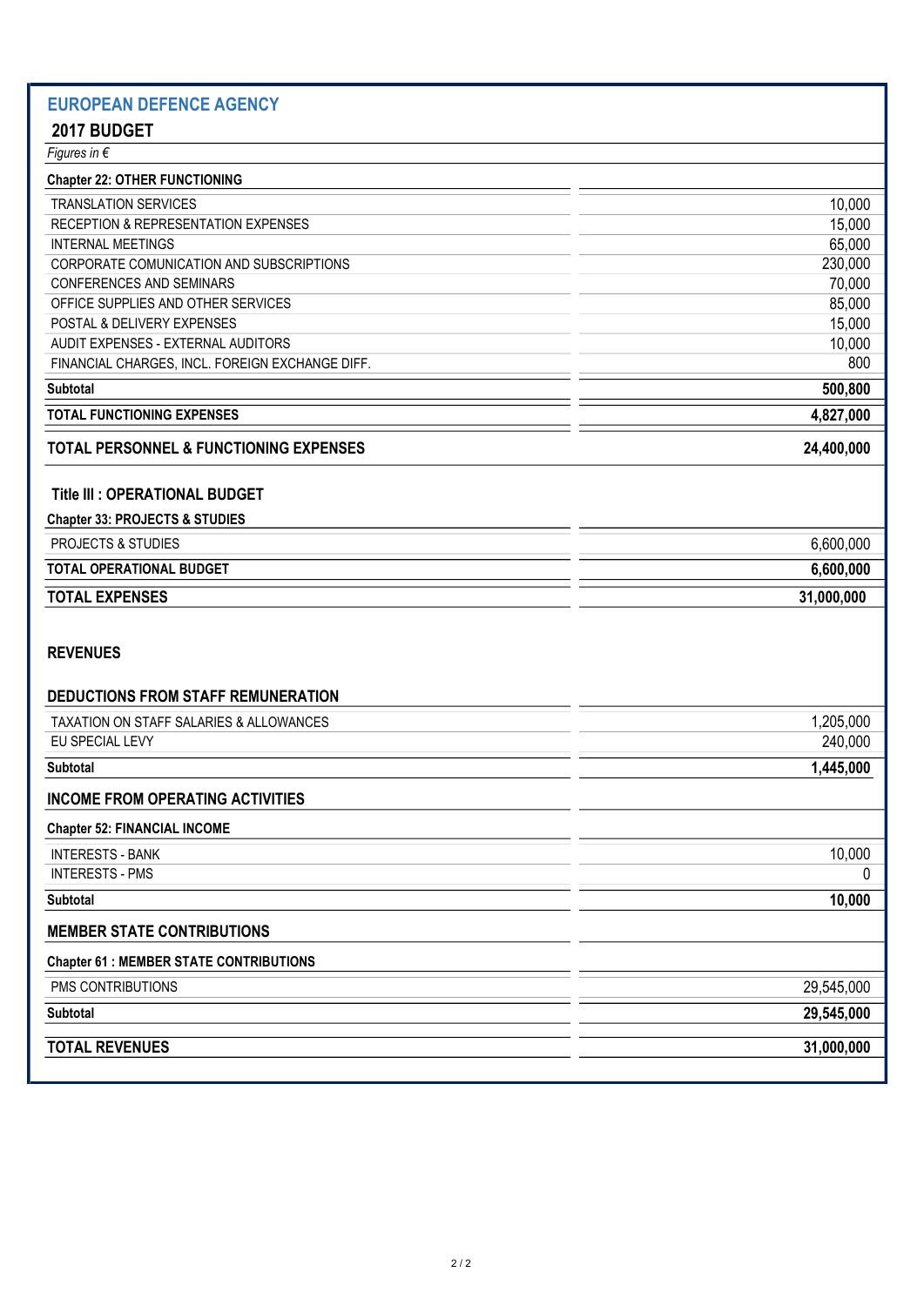## EUROPEAN DEFENCE AGENCY

### 2017 BUDGET

*Figures in €*

| **Chapter 22: OTHER FUNCTIONING** | |
|---|---|
| TRANSLATION SERVICES | 10,000 |
| RECEPTION & REPRESENTATION EXPENSES | 15,000 |
| INTERNAL MEETINGS | 65,000 |
| CORPORATE COMUNICATION AND SUBSCRIPTIONS | 230,000 |
| CONFERENCES AND SEMINARS | 70,000 |
| OFFICE SUPPLIES AND OTHER SERVICES | 85,000 |
| POSTAL & DELIVERY EXPENSES | 15,000 |
| AUDIT EXPENSES - EXTERNAL AUDITORS | 10,000 |
| FINANCIAL CHARGES, INCL. FOREIGN EXCHANGE DIFF. | 800 |
| **Subtotal** | **500,800** |
| **TOTAL FUNCTIONING EXPENSES** | **4,827,000** |
| **TOTAL PERSONNEL & FUNCTIONING EXPENSES** | **24,400,000** |

### Title III : OPERATIONAL BUDGET

| **Chapter 33: PROJECTS & STUDIES** | |
|---|---|
| PROJECTS & STUDIES | 6,600,000 |
| **TOTAL OPERATIONAL BUDGET** | **6,600,000** |
| **TOTAL EXPENSES** | **31,000,000** |

### REVENUES

| **DEDUCTIONS FROM STAFF REMUNERATION** | |
|---|---|
| TAXATION ON STAFF SALARIES & ALLOWANCES | 1,205,000 |
| EU SPECIAL LEVY | 240,000 |
| **Subtotal** | **1,445,000** |
| **INCOME FROM OPERATING ACTIVITIES** | |
| **Chapter 52: FINANCIAL INCOME** | |
| INTERESTS - BANK | 10,000 |
| INTERESTS - PMS | 0 |
| **Subtotal** | **10,000** |
| **MEMBER STATE CONTRIBUTIONS** | |
| **Chapter 61 : MEMBER STATE CONTRIBUTIONS** | |
| PMS CONTRIBUTIONS | 29,545,000 |
| **Subtotal** | **29,545,000** |
| **TOTAL REVENUES** | **31,000,000** |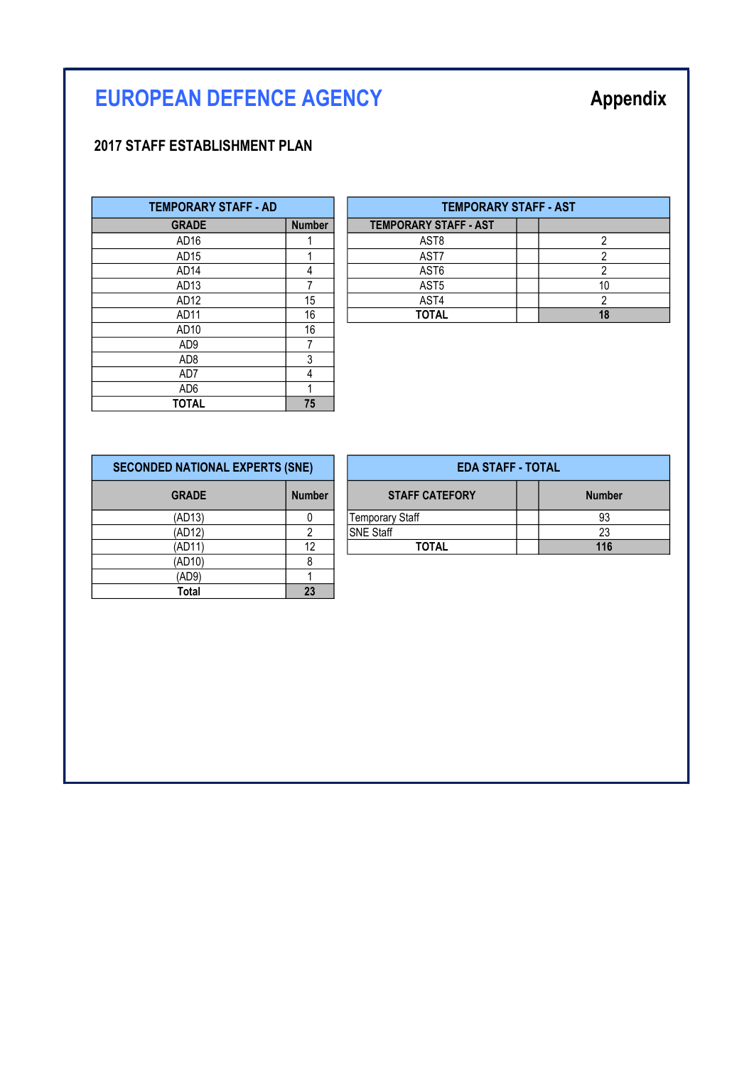# EUROPEAN DEFENCE AGENCY

**Appendix**

## 2017 STAFF ESTABLISHMENT PLAN

| TEMPORARY STAFF - AD | |
|---|---|
| **GRADE** | **Number** |
| AD16 | 1 |
| AD15 | 1 |
| AD14 | 4 |
| AD13 | 7 |
| AD12 | 15 |
| AD11 | 16 |
| AD10 | 16 |
| AD9 | 7 |
| AD8 | 3 |
| AD7 | 4 |
| AD6 | 1 |
| **TOTAL** | **75** |

| TEMPORARY STAFF - AST | | |
|---|---|---|
| **TEMPORARY STAFF - AST** | | |
| AST8 | | 2 |
| AST7 | | 2 |
| AST6 | | 2 |
| AST5 | | 10 |
| AST4 | | 2 |
| **TOTAL** | | **18** |

| SECONDED NATIONAL EXPERTS (SNE) | |
|---|---|
| **GRADE** | **Number** |
| (AD13) | 0 |
| (AD12) | 2 |
| (AD11) | 12 |
| (AD10) | 8 |
| (AD9) | 1 |
| **Total** | **23** |

| EDA STAFF - TOTAL | | |
|---|---|---|
| **STAFF CATEFORY** | | **Number** |
| Temporary Staff | | 93 |
| SNE Staff | | 23 |
| **TOTAL** | | **116** |